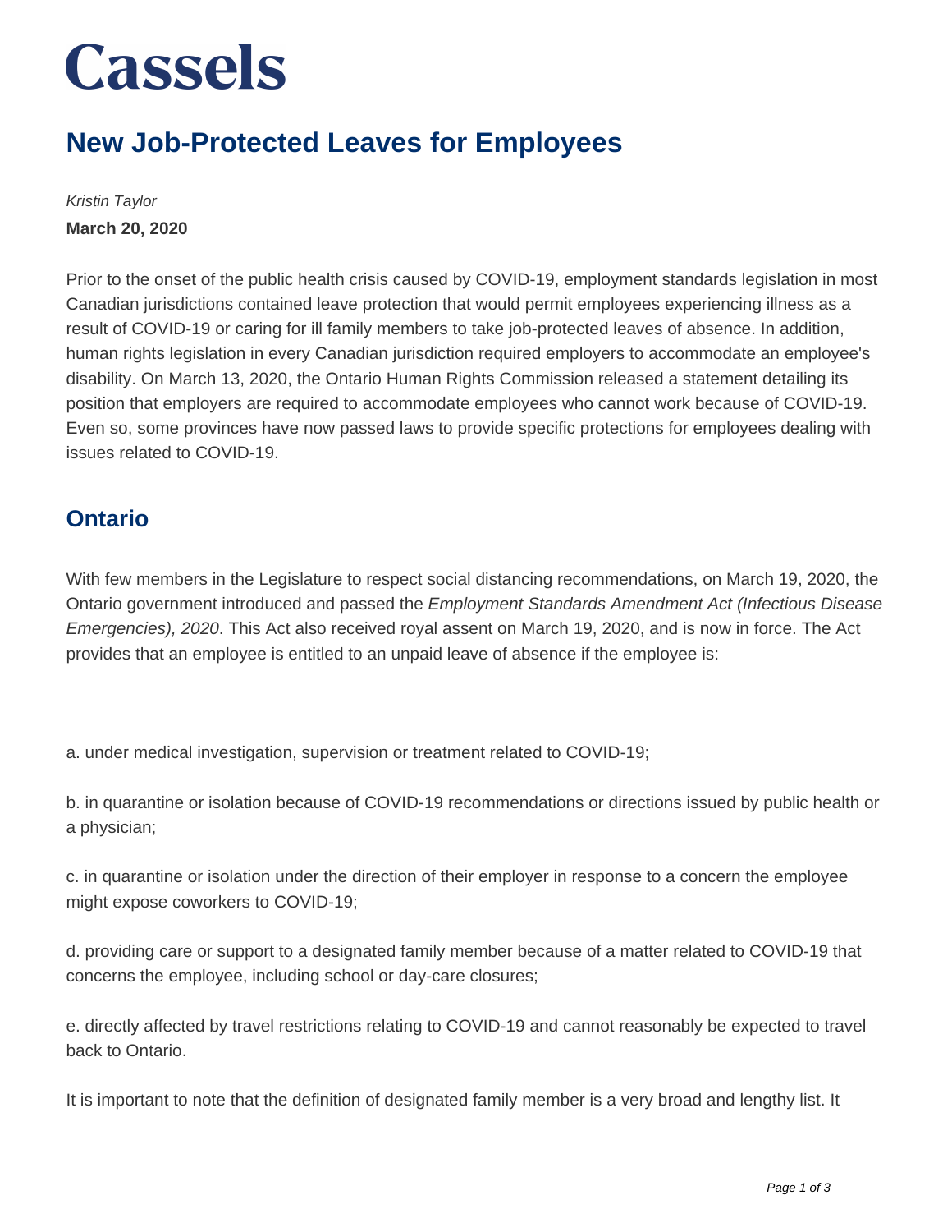# Cassels

## New Job-Protected Leaves for Employees

*Kristin Taylor*

**March 20, 2020**

Prior to the onset of the public health crisis caused by COVID-19, employment standards legislation in most Canadian jurisdictions contained leave protection that would permit employees experiencing illness as a result of COVID-19 or caring for ill family members to take job-protected leaves of absence. In addition, human rights legislation in every Canadian jurisdiction required employers to accommodate an employee's disability. On March 13, 2020, the Ontario Human Rights Commission released a statement detailing its position that employers are required to accommodate employees who cannot work because of COVID-19. Even so, some provinces have now passed laws to provide specific protections for employees dealing with issues related to COVID-19.

### Ontario

With few members in the Legislature to respect social distancing recommendations, on March 19, 2020, the Ontario government introduced and passed the *Employment Standards Amendment Act (Infectious Disease Emergencies), 2020*. This Act also received royal assent on March 19, 2020, and is now in force. The Act provides that an employee is entitled to an unpaid leave of absence if the employee is:

a. under medical investigation, supervision or treatment related to COVID-19;

b. in quarantine or isolation because of COVID-19 recommendations or directions issued by public health or a physician;

c. in quarantine or isolation under the direction of their employer in response to a concern the employee might expose coworkers to COVID-19;

d. providing care or support to a designated family member because of a matter related to COVID-19 that concerns the employee, including school or day-care closures;

e. directly affected by travel restrictions relating to COVID-19 and cannot reasonably be expected to travel back to Ontario.

It is important to note that the definition of designated family member is a very broad and lengthy list. It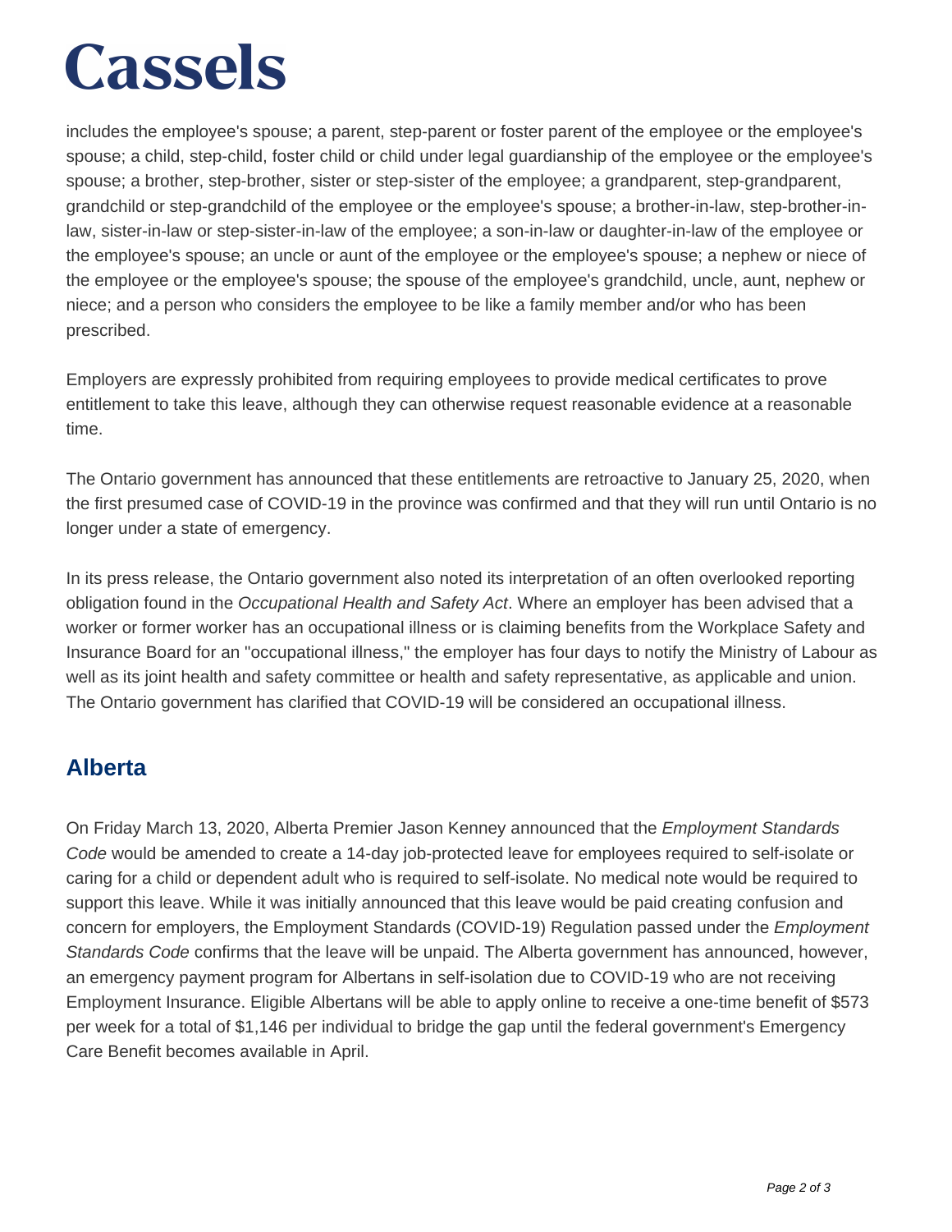includes the employee's spouse; a parent, step-parent or foster parent of the employee or the employee's spouse; a child, step-child, foster child or child under legal guardianship of the employee or the employee's spouse; a brother, step-brother, sister or step-sister of the employee; a grandparent, step-grandparent, grandchild or step-grandchild of the employee or the employee's spouse; a brother-in-law, step-brother-in-law, sister-in-law or step-sister-in-law of the employee; a son-in-law or daughter-in-law of the employee or the employee's spouse; an uncle or aunt of the employee or the employee's spouse; a nephew or niece of the employee or the employee's spouse; the spouse of the employee's grandchild, uncle, aunt, nephew or niece; and a person who considers the employee to be like a family member and/or who has been prescribed.

Employers are expressly prohibited from requiring employees to provide medical certificates to prove entitlement to take this leave, although they can otherwise request reasonable evidence at a reasonable time.

The Ontario government has announced that these entitlements are retroactive to January 25, 2020, when the first presumed case of COVID-19 in the province was confirmed and that they will run until Ontario is no longer under a state of emergency.

In its press release, the Ontario government also noted its interpretation of an often overlooked reporting obligation found in the *Occupational Health and Safety Act*. Where an employer has been advised that a worker or former worker has an occupational illness or is claiming benefits from the Workplace Safety and Insurance Board for an "occupational illness," the employer has four days to notify the Ministry of Labour as well as its joint health and safety committee or health and safety representative, as applicable and union. The Ontario government has clarified that COVID-19 will be considered an occupational illness.

## Alberta

On Friday March 13, 2020, Alberta Premier Jason Kenney announced that the *Employment Standards Code* would be amended to create a 14-day job-protected leave for employees required to self-isolate or caring for a child or dependent adult who is required to self-isolate. No medical note would be required to support this leave. While it was initially announced that this leave would be paid creating confusion and concern for employers, the Employment Standards (COVID-19) Regulation passed under the *Employment Standards Code* confirms that the leave will be unpaid. The Alberta government has announced, however, an emergency payment program for Albertans in self-isolation due to COVID-19 who are not receiving Employment Insurance. Eligible Albertans will be able to apply online to receive a one-time benefit of $573 per week for a total of $1,146 per individual to bridge the gap until the federal government's Emergency Care Benefit becomes available in April.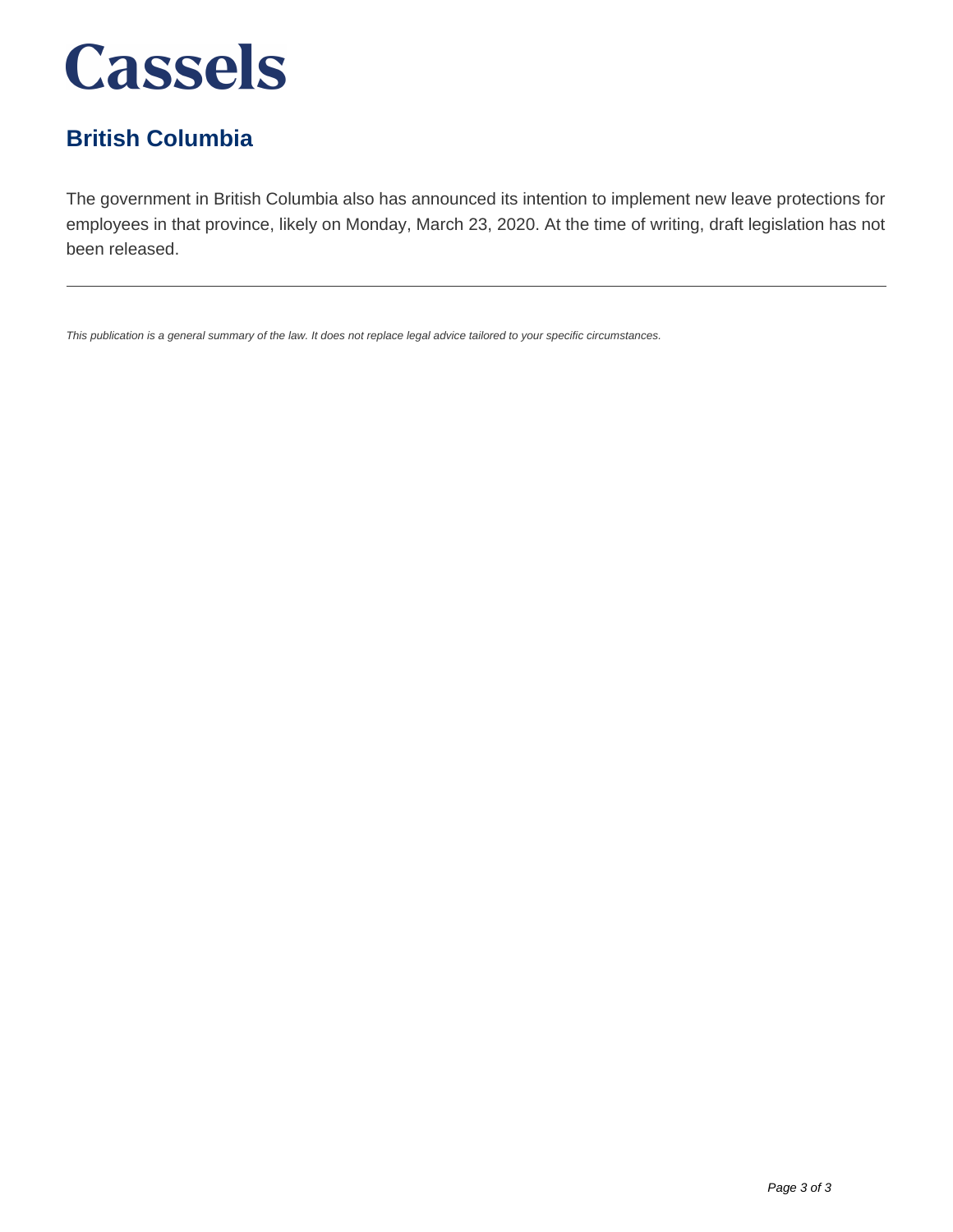## British Columbia

The government in British Columbia also has announced its intention to implement new leave protections for employees in that province, likely on Monday, March 23, 2020. At the time of writing, draft legislation has not been released.

---

*This publication is a general summary of the law. It does not replace legal advice tailored to your specific circumstances.*